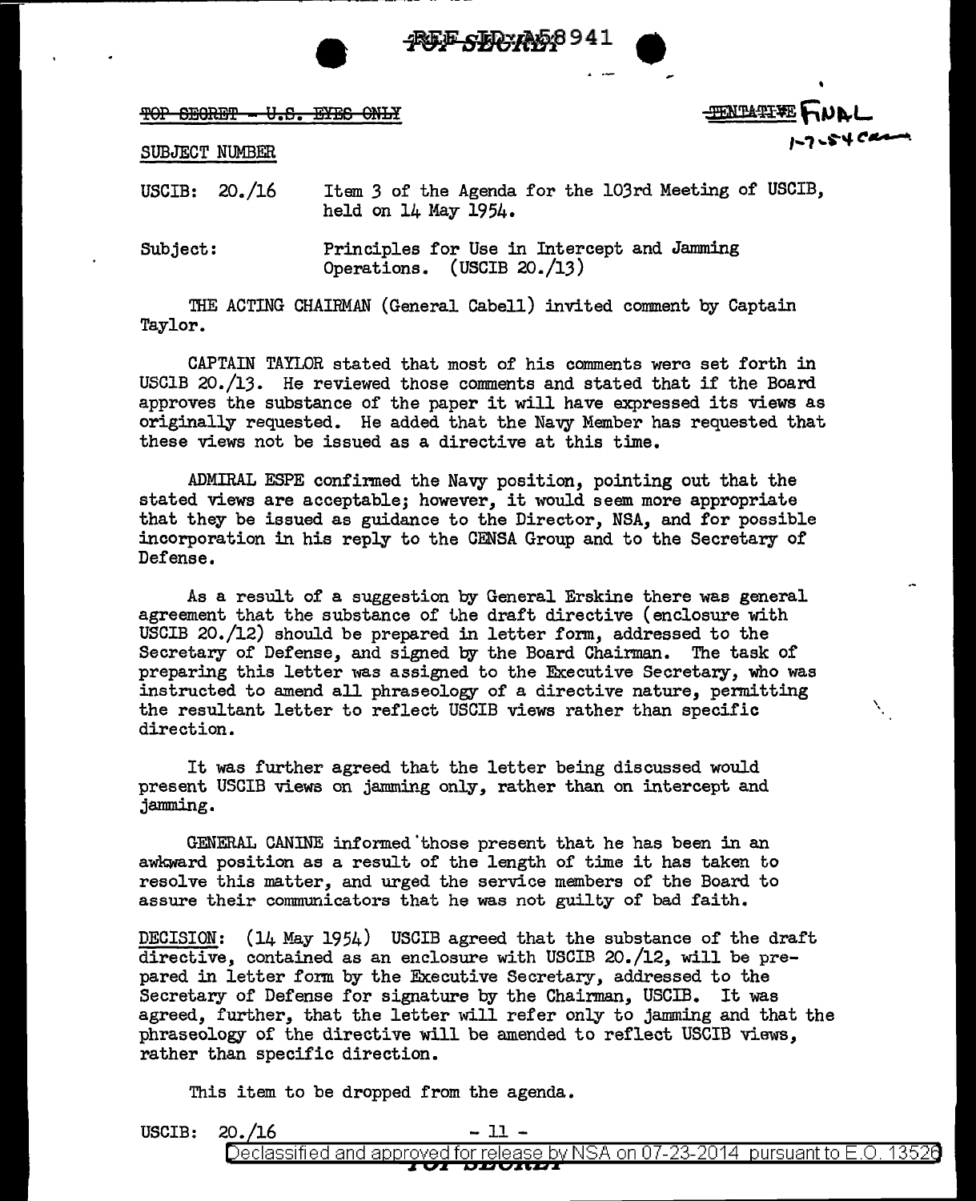~~TOP SECRET - U.S. EYES ONLY~~

~~TENTATIVE~~ FINAL
1-7-54 CAM

SUBJECT NUMBER

USCIB: 20./16 Item 3 of the Agenda for the 103rd Meeting of USCIB, held on 14 May 1954.

Subject: Principles for Use in Intercept and Jamming Operations. (USCIB 20./13)

THE ACTING CHAIRMAN (General Cabell) invited comment by Captain Taylor.

CAPTAIN TAYLOR stated that most of his comments were set forth in USCIB 20./13. He reviewed those comments and stated that if the Board approves the substance of the paper it will have expressed its views as originally requested. He added that the Navy Member has requested that these views not be issued as a directive at this time.

ADMIRAL ESPE confirmed the Navy position, pointing out that the stated views are acceptable; however, it would seem more appropriate that they be issued as guidance to the Director, NSA, and for possible incorporation in his reply to the CENSA Group and to the Secretary of Defense.

As a result of a suggestion by General Erskine there was general agreement that the substance of the draft directive (enclosure with USCIB 20./12) should be prepared in letter form, addressed to the Secretary of Defense, and signed by the Board Chairman. The task of preparing this letter was assigned to the Executive Secretary, who was instructed to amend all phraseology of a directive nature, permitting the resultant letter to reflect USCIB views rather than specific direction.

It was further agreed that the letter being discussed would present USCIB views on jamming only, rather than on intercept and jamming.

GENERAL CANINE informed those present that he has been in an awkward position as a result of the length of time it has taken to resolve this matter, and urged the service members of the Board to assure their communicators that he was not guilty of bad faith.

DECISION: (14 May 1954) USCIB agreed that the substance of the draft directive, contained as an enclosure with USCIB 20./12, will be prepared in letter form by the Executive Secretary, addressed to the Secretary of Defense for signature by the Chairman, USCIB. It was agreed, further, that the letter will refer only to jamming and that the phraseology of the directive will be amended to reflect USCIB views, rather than specific direction.

This item to be dropped from the agenda.

USCIB: 20./16

Declassified and approved for release by NSA on 07-23-2014 pursuant to E.O. 13526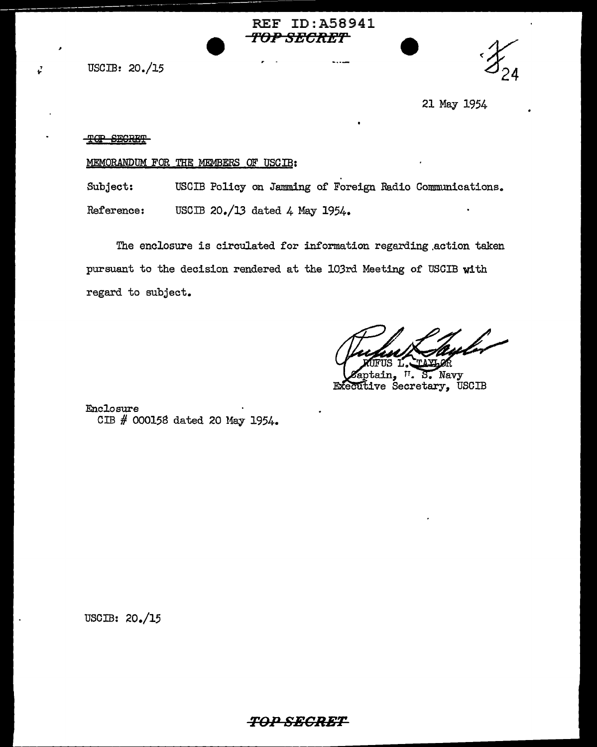REF ID:A58941

~~TOP SECRET~~

USCIB: 20./15

21 May 1954

~~TOP SECRET~~

MEMORANDUM FOR THE MEMBERS OF USCIB:

Subject: USCIB Policy on Jamming of Foreign Radio Communications.

Reference: USCIB 20./13 dated 4 May 1954.

The enclosure is circulated for information regarding action taken pursuant to the decision rendered at the 103rd Meeting of USCIB with regard to subject.

RUFUS L. TAYLOR
Captain, U. S. Navy
Executive Secretary, USCIB

Enclosure
CIB # 000158 dated 20 May 1954.

USCIB: 20./15

~~TOP SECRET~~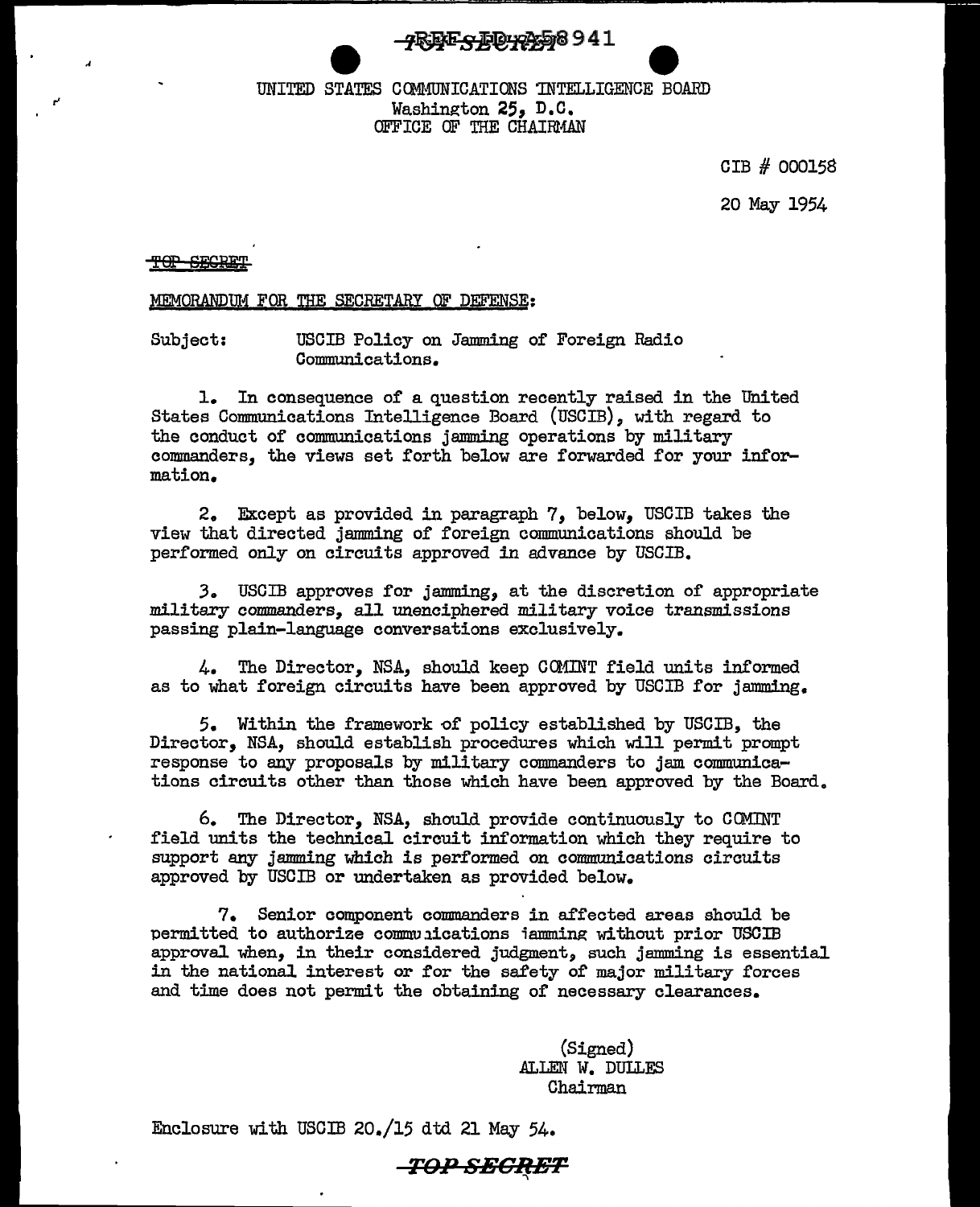UNITED STATES COMMUNICATIONS INTELLIGENCE BOARD
Washington 25, D.C.
OFFICE OF THE CHAIRMAN

CIB # 000158

20 May 1954

TOP SECRET

MEMORANDUM FOR THE SECRETARY OF DEFENSE:

Subject: USCIB Policy on Jamming of Foreign Radio Communications.

1. In consequence of a question recently raised in the United States Communications Intelligence Board (USCIB), with regard to the conduct of communications jamming operations by military commanders, the views set forth below are forwarded for your information.

2. Except as provided in paragraph 7, below, USCIB takes the view that directed jamming of foreign communications should be performed only on circuits approved in advance by USCIB.

3. USCIB approves for jamming, at the discretion of appropriate military commanders, all unenciphered military voice transmissions passing plain-language conversations exclusively.

4. The Director, NSA, should keep COMINT field units informed as to what foreign circuits have been approved by USCIB for jamming.

5. Within the framework of policy established by USCIB, the Director, NSA, should establish procedures which will permit prompt response to any proposals by military commanders to jam communications circuits other than those which have been approved by the Board.

6. The Director, NSA, should provide continuously to COMINT field units the technical circuit information which they require to support any jamming which is performed on communications circuits approved by USCIB or undertaken as provided below.

7. Senior component commanders in affected areas should be permitted to authorize communications jamming without prior USCIB approval when, in their considered judgment, such jamming is essential in the national interest or for the safety of major military forces and time does not permit the obtaining of necessary clearances.

(Signed)
ALLEN W. DULLES
Chairman

Enclosure with USCIB 20./15 dtd 21 May 54.

TOP SECRET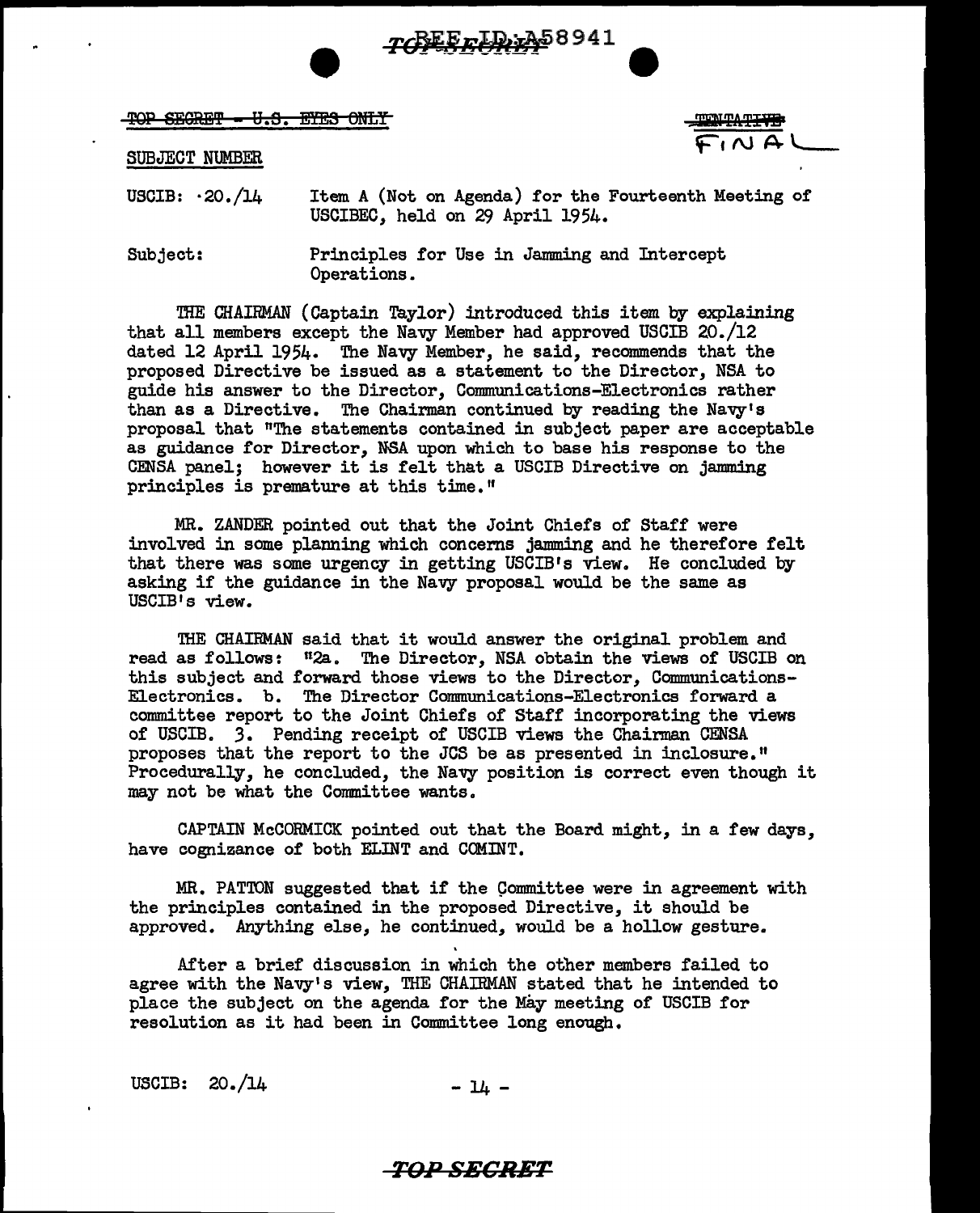~~TOP SECRET - U.S. EYES ONLY~~

~~TENTATIVE~~ FINAL

SUBJECT NUMBER

USCIB: 20./14 Item A (Not on Agenda) for the Fourteenth Meeting of USCIBEC, held on 29 April 1954.

Subject: Principles for Use in Jamming and Intercept Operations.

THE CHAIRMAN (Captain Taylor) introduced this item by explaining that all members except the Navy Member had approved USCIB 20./12 dated 12 April 1954. The Navy Member, he said, recommends that the proposed Directive be issued as a statement to the Director, NSA to guide his answer to the Director, Communications-Electronics rather than as a Directive. The Chairman continued by reading the Navy's proposal that "The statements contained in subject paper are acceptable as guidance for Director, NSA upon which to base his response to the CENSA panel; however it is felt that a USCIB Directive on jamming principles is premature at this time."

MR. ZANDER pointed out that the Joint Chiefs of Staff were involved in some planning which concerns jamming and he therefore felt that there was some urgency in getting USCIB's view. He concluded by asking if the guidance in the Navy proposal would be the same as USCIB's view.

THE CHAIRMAN said that it would answer the original problem and read as follows: "2a. The Director, NSA obtain the views of USCIB on this subject and forward those views to the Director, Communications-Electronics. b. The Director Communications-Electronics forward a committee report to the Joint Chiefs of Staff incorporating the views of USCIB. 3. Pending receipt of USCIB views the Chairman CENSA proposes that the report to the JCS be as presented in inclosure." Procedurally, he concluded, the Navy position is correct even though it may not be what the Committee wants.

CAPTAIN McCORMICK pointed out that the Board might, in a few days, have cognizance of both ELINT and COMINT.

MR. PATTON suggested that if the Committee were in agreement with the principles contained in the proposed Directive, it should be approved. Anything else, he continued, would be a hollow gesture.

After a brief discussion in which the other members failed to agree with the Navy's view, THE CHAIRMAN stated that he intended to place the subject on the agenda for the May meeting of USCIB for resolution as it had been in Committee long enough.

USCIB: 20./14

**TOP SECRET**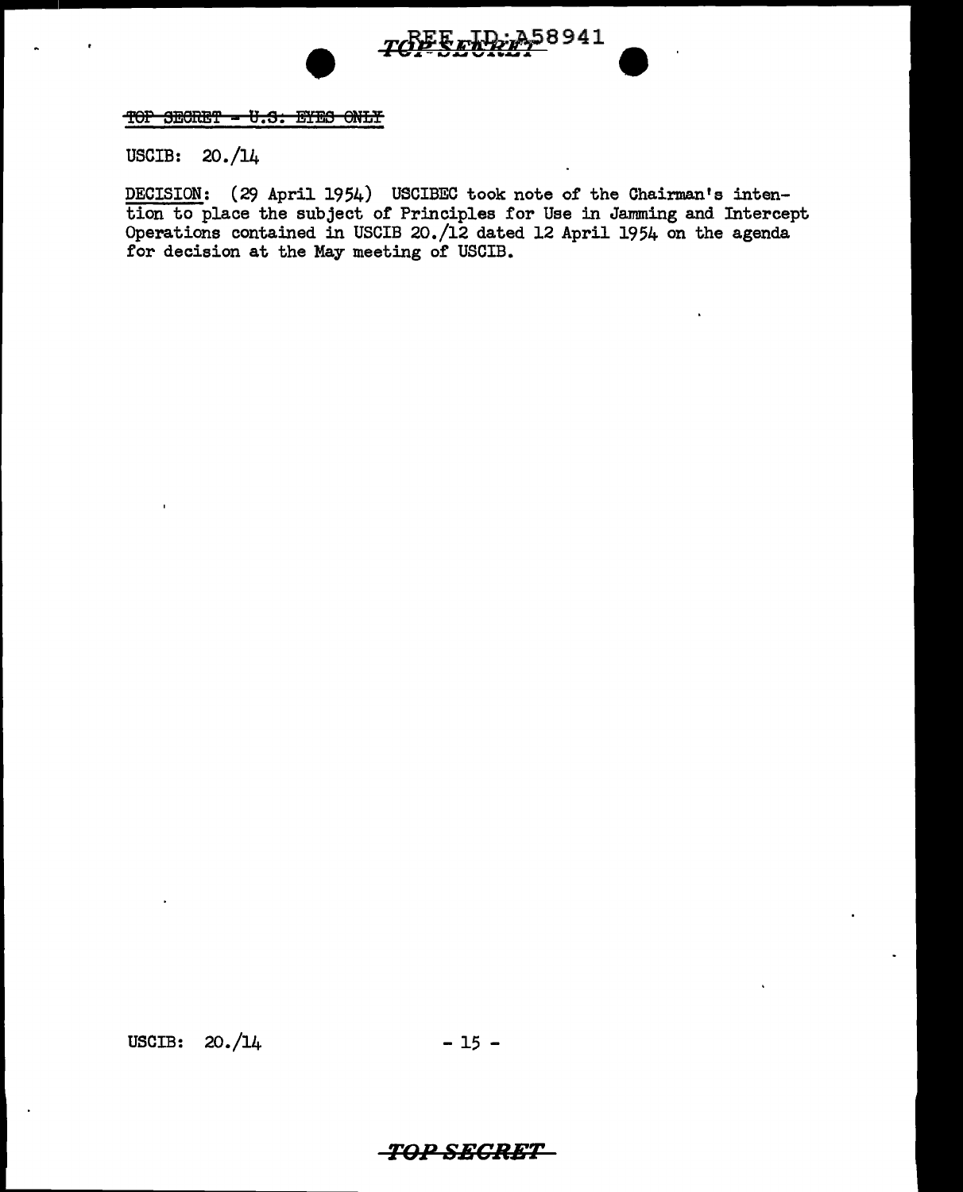~~TOP SECRET - U.S. EYES ONLY~~

USCIB: 20./14

DECISION: (29 April 1954) USCIBEC took note of the Chairman's intention to place the subject of Principles for Use in Jamming and Intercept Operations contained in USCIB 20./12 dated 12 April 1954 on the agenda for decision at the May meeting of USCIB.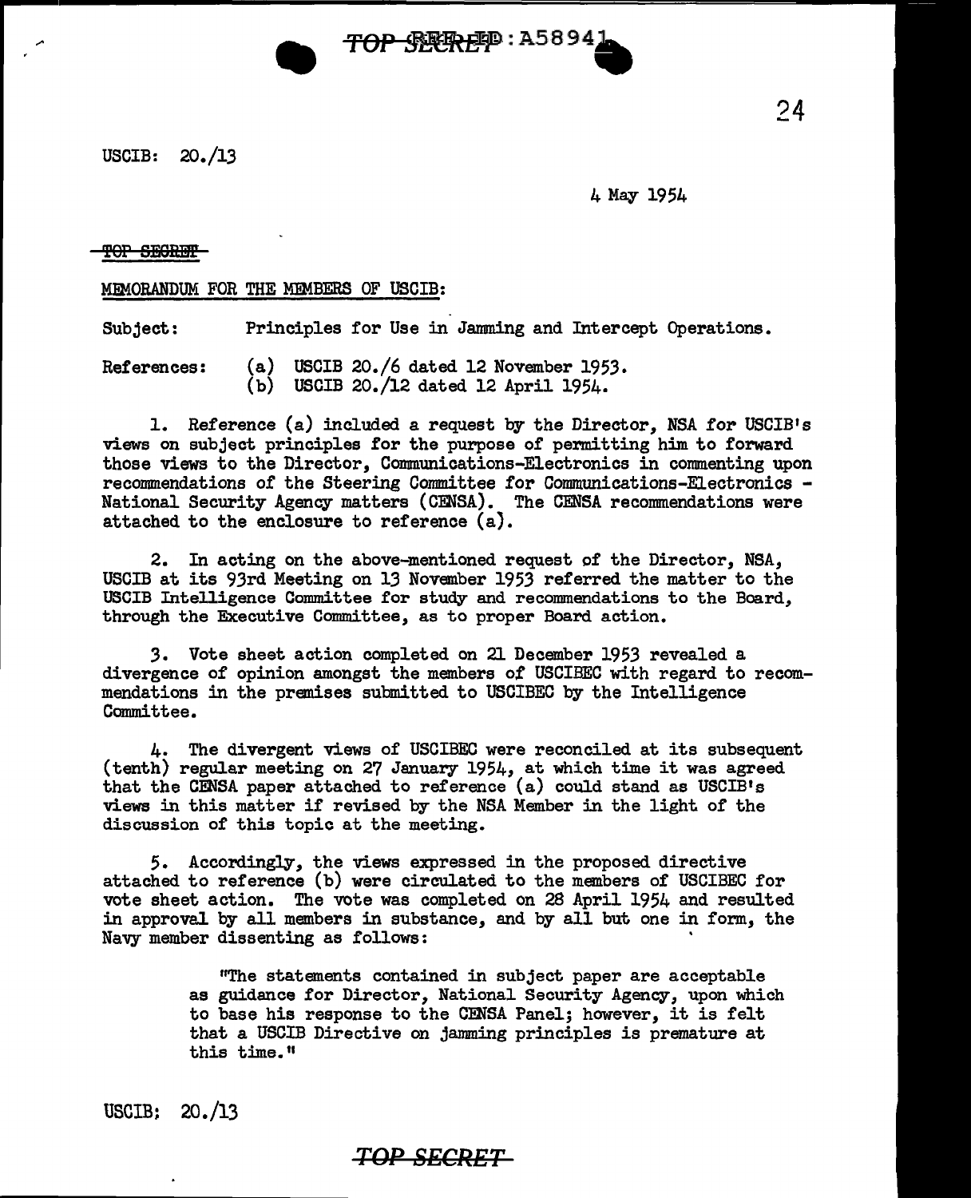USCIB: 20./13

4 May 1954

~~TOP SECRET~~

MEMORANDUM FOR THE MEMBERS OF USCIB:

Subject: Principles for Use in Jamming and Intercept Operations.

References: (a) USCIB 20./6 dated 12 November 1953.
(b) USCIB 20./12 dated 12 April 1954.

1. Reference (a) included a request by the Director, NSA for USCIB's views on subject principles for the purpose of permitting him to forward those views to the Director, Communications-Electronics in commenting upon recommendations of the Steering Committee for Communications-Electronics - National Security Agency matters (CENSA). The CENSA recommendations were attached to the enclosure to reference (a).

2. In acting on the above-mentioned request of the Director, NSA, USCIB at its 93rd Meeting on 13 November 1953 referred the matter to the USCIB Intelligence Committee for study and recommendations to the Board, through the Executive Committee, as to proper Board action.

3. Vote sheet action completed on 21 December 1953 revealed a divergence of opinion amongst the members of USCIBEC with regard to recommendations in the premises submitted to USCIBEC by the Intelligence Committee.

4. The divergent views of USCIBEC were reconciled at its subsequent (tenth) regular meeting on 27 January 1954, at which time it was agreed that the CENSA paper attached to reference (a) could stand as USCIB's views in this matter if revised by the NSA Member in the light of the discussion of this topic at the meeting.

5. Accordingly, the views expressed in the proposed directive attached to reference (b) were circulated to the members of USCIBEC for vote sheet action. The vote was completed on 28 April 1954 and resulted in approval by all members in substance, and by all but one in form, the Navy member dissenting as follows:

> "The statements contained in subject paper are acceptable as guidance for Director, National Security Agency, upon which to base his response to the CENSA Panel; however, it is felt that a USCIB Directive on jamming principles is premature at this time."

USCIB: 20./13

~~TOP SECRET~~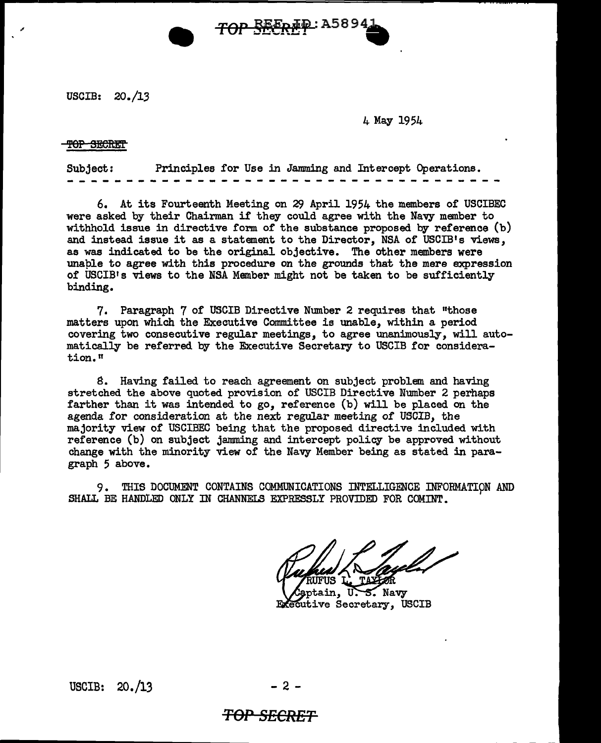USCIB: 20./13

4 May 1954

~~TOP SECRET~~

Subject: Principles for Use in Jamming and Intercept Operations.

6. At its Fourteenth Meeting on 29 April 1954 the members of USCIBEC were asked by their Chairman if they could agree with the Navy member to withhold issue in directive form of the substance proposed by reference (b) and instead issue it as a statement to the Director, NSA of USCIB's views, as was indicated to be the original objective. The other members were unable to agree with this procedure on the grounds that the mere expression of USCIB's views to the NSA Member might not be taken to be sufficiently binding.

7. Paragraph 7 of USCIB Directive Number 2 requires that "those matters upon which the Executive Committee is unable, within a period covering two consecutive regular meetings, to agree unanimously, will automatically be referred by the Executive Secretary to USCIB for consideration."

8. Having failed to reach agreement on subject problem and having stretched the above quoted provision of USCIB Directive Number 2 perhaps farther than it was intended to go, reference (b) will be placed on the agenda for consideration at the next regular meeting of USCIB, the majority view of USCIBEC being that the proposed directive included with reference (b) on subject jamming and intercept policy be approved without change with the minority view of the Navy Member being as stated in paragraph 5 above.

9. THIS DOCUMENT CONTAINS COMMUNICATIONS INTELLIGENCE INFORMATION AND SHALL BE HANDLED ONLY IN CHANNELS EXPRESSLY PROVIDED FOR COMINT.

RUFUS L. TAYLOR
Captain, U. S. Navy
Executive Secretary, USCIB

USCIB: 20./13

TOP SECRET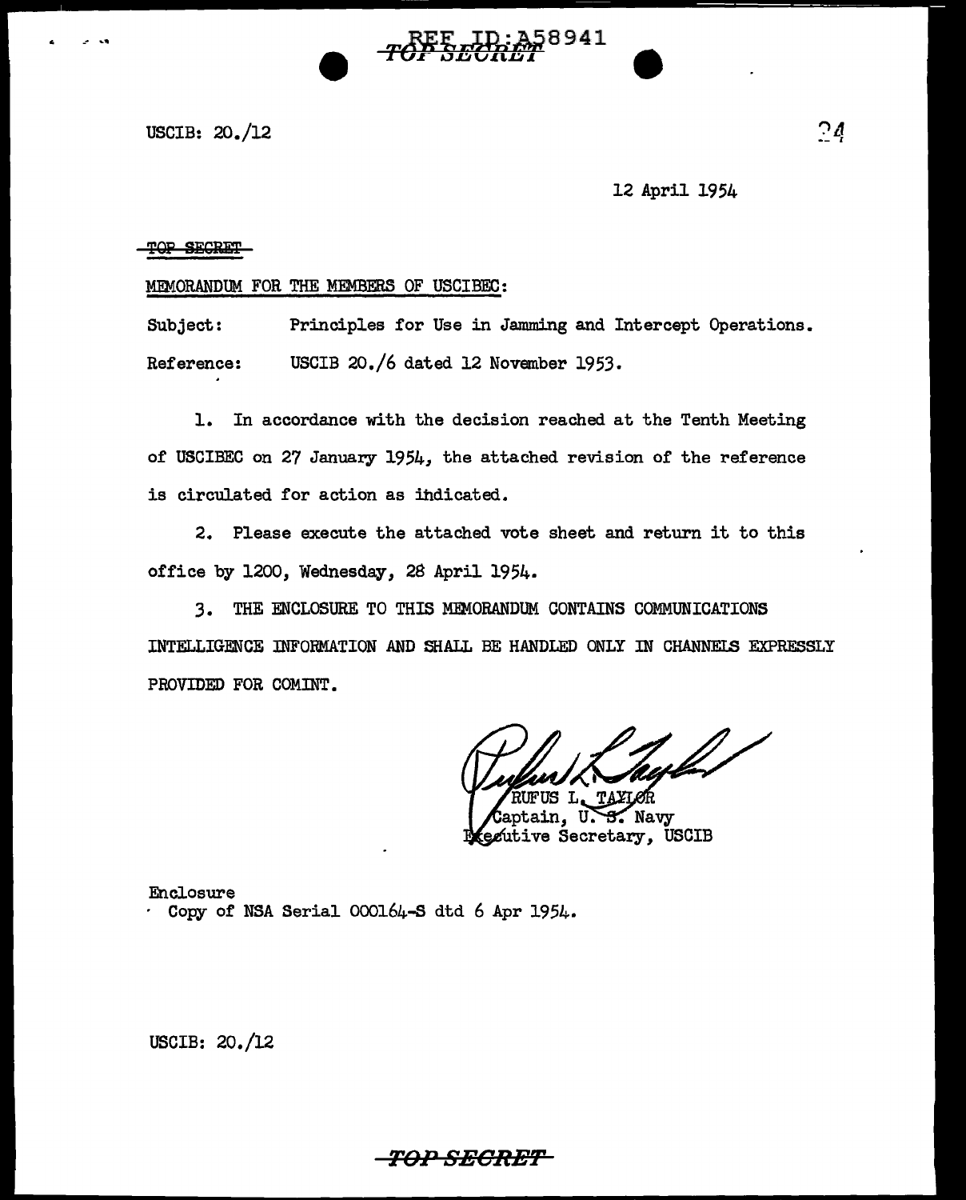REF ID:A58941

TOP SECRET

USCIB: 20./12

12 April 1954

~~TOP SECRET~~

MEMORANDUM FOR THE MEMBERS OF USCIBEC:

Subject: Principles for Use in Jamming and Intercept Operations.

Reference: USCIB 20./6 dated 12 November 1953.

1. In accordance with the decision reached at the Tenth Meeting of USCIBEC on 27 January 1954, the attached revision of the reference is circulated for action as indicated.

2. Please execute the attached vote sheet and return it to this office by 1200, Wednesday, 28 April 1954.

3. THE ENCLOSURE TO THIS MEMORANDUM CONTAINS COMMUNICATIONS INTELLIGENCE INFORMATION AND SHALL BE HANDLED ONLY IN CHANNELS EXPRESSLY PROVIDED FOR COMINT.

RUFUS L. TAYLOR
Captain, U. S. Navy
Executive Secretary, USCIB

Enclosure
- Copy of NSA Serial 000164-S dtd 6 Apr 1954.

USCIB: 20./12

TOP SECRET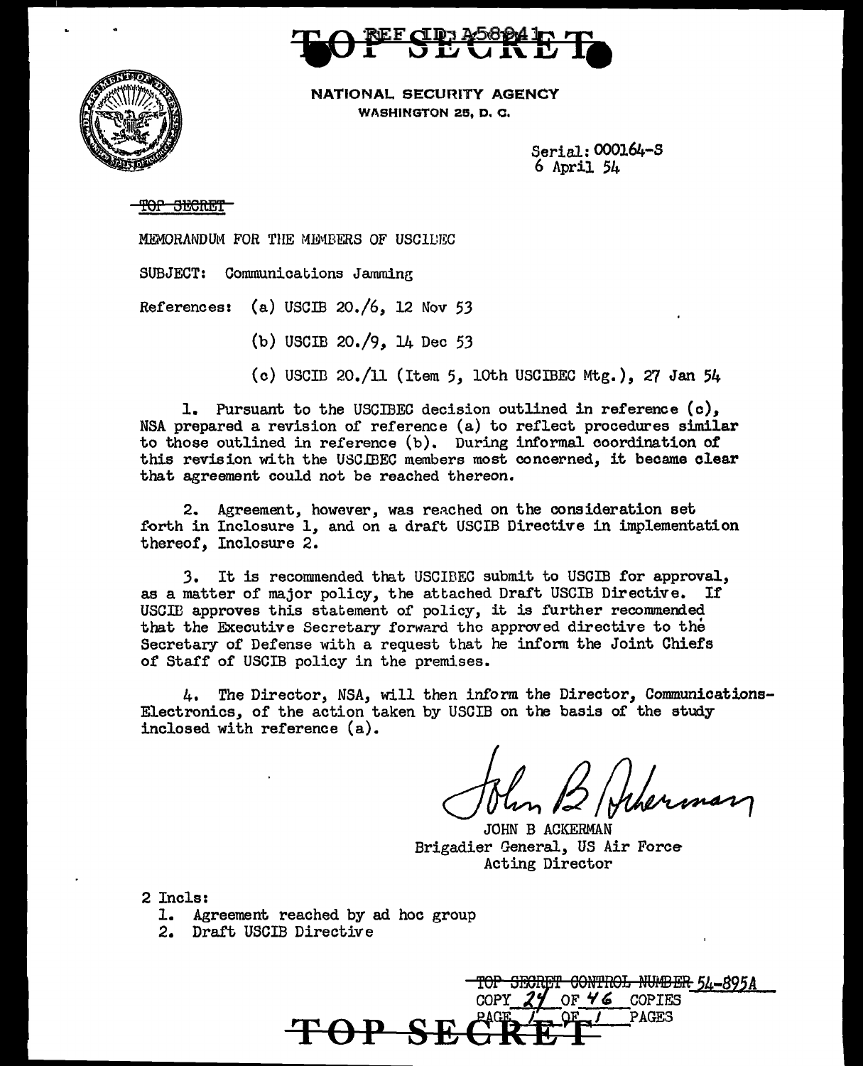REF ID: A58941

TOP SECRET

NATIONAL SECURITY AGENCY
WASHINGTON 25, D. C.

Serial: 000164-S
6 April 54

~~TOP SECRET~~

MEMORANDUM FOR THE MEMBERS OF USCIBEC

SUBJECT: Communications Jamming

References: (a) USCIB 20./6, 12 Nov 53

(b) USCIB 20./9, 14 Dec 53

(c) USCIB 20./11 (Item 5, 10th USCIBEC Mtg.), 27 Jan 54

1. Pursuant to the USCIBEC decision outlined in reference (c), NSA prepared a revision of reference (a) to reflect procedures similar to those outlined in reference (b). During informal coordination of this revision with the USCIBEC members most concerned, it became clear that agreement could not be reached thereon.

2. Agreement, however, was reached on the consideration set forth in Inclosure 1, and on a draft USCIB Directive in implementation thereof, Inclosure 2.

3. It is recommended that USCIBEC submit to USCIB for approval, as a matter of major policy, the attached Draft USCIB Directive. If USCIB approves this statement of policy, it is further recommended that the Executive Secretary forward the approved directive to the Secretary of Defense with a request that he inform the Joint Chiefs of Staff of USCIB policy in the premises.

4. The Director, NSA, will then inform the Director, Communications-Electronics, of the action taken by USCIB on the basis of the study inclosed with reference (a).

John B Ackerman

JOHN B ACKERMAN
Brigadier General, US Air Force
Acting Director

2 Incls:
1. Agreement reached by ad hoc group
2. Draft USCIB Directive

~~TOP SECRET CONTROL NUMBER~~ 54-895A
COPY 24 OF 46 COPIES
PAGE 1 OF 1 PAGES

TOP SECRET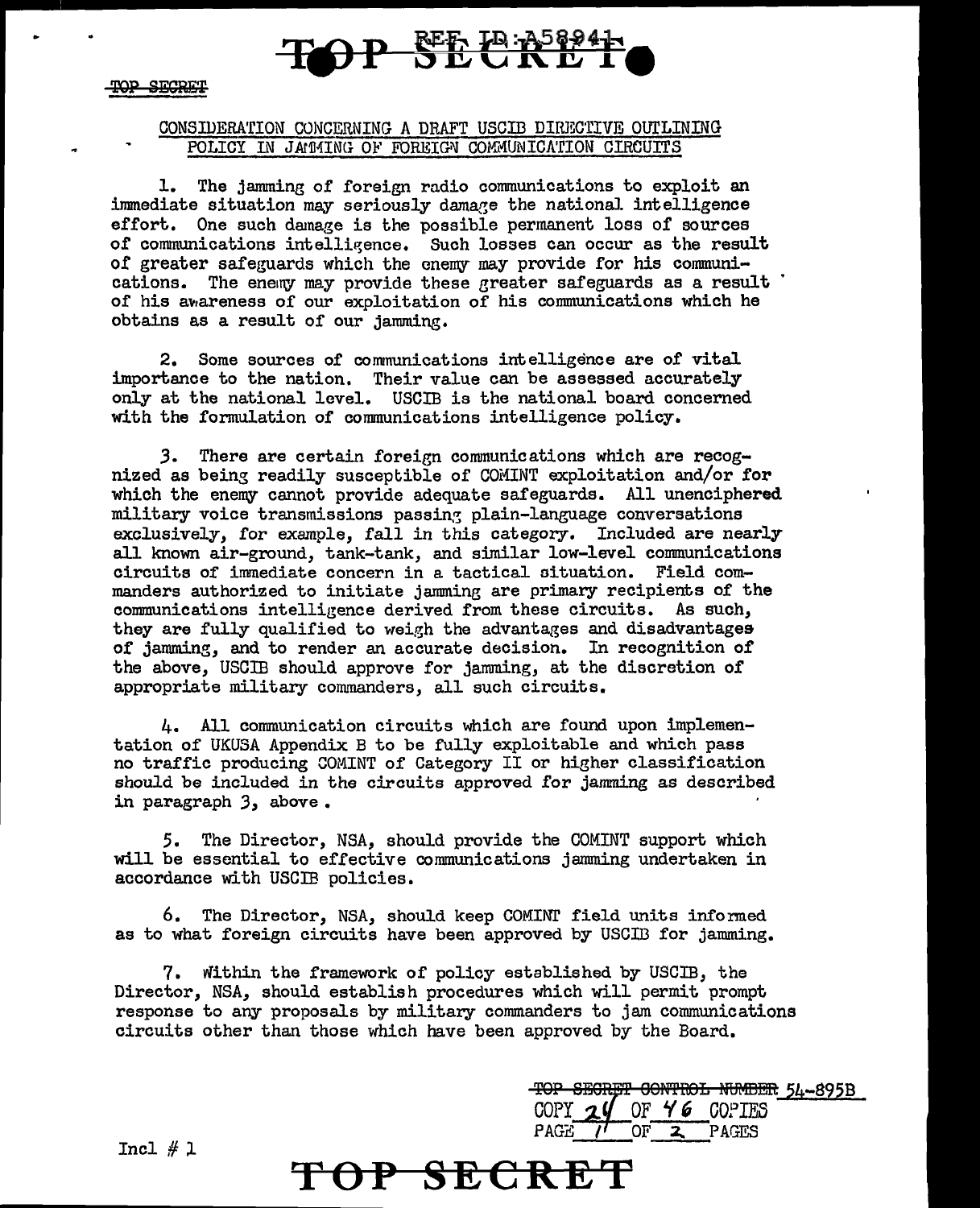TOP SECRET

## CONSIDERATION CONCERNING A DRAFT USCIB DIRECTIVE OUTLINING POLICY IN JAMMING OF FOREIGN COMMUNICATION CIRCUITS

1. The jamming of foreign radio communications to exploit an immediate situation may seriously damage the national intelligence effort. One such damage is the possible permanent loss of sources of communications intelligence. Such losses can occur as the result of greater safeguards which the enemy may provide for his communications. The enemy may provide these greater safeguards as a result of his awareness of our exploitation of his communications which he obtains as a result of our jamming.

2. Some sources of communications intelligence are of vital importance to the nation. Their value can be assessed accurately only at the national level. USCIB is the national board concerned with the formulation of communications intelligence policy.

3. There are certain foreign communications which are recognized as being readily susceptible of COMINT exploitation and/or for which the enemy cannot provide adequate safeguards. All unenciphered military voice transmissions passing plain-language conversations exclusively, for example, fall in this category. Included are nearly all known air-ground, tank-tank, and similar low-level communications circuits of immediate concern in a tactical situation. Field commanders authorized to initiate jamming are primary recipients of the communications intelligence derived from these circuits. As such, they are fully qualified to weigh the advantages and disadvantages of jamming, and to render an accurate decision. In recognition of the above, USCIB should approve for jamming, at the discretion of appropriate military commanders, all such circuits.

4. All communication circuits which are found upon implementation of UKUSA Appendix B to be fully exploitable and which pass no traffic producing COMINT of Category II or higher classification should be included in the circuits approved for jamming as described in paragraph 3, above.

5. The Director, NSA, should provide the COMINT support which will be essential to effective communications jamming undertaken in accordance with USCIB policies.

6. The Director, NSA, should keep COMINT field units informed as to what foreign circuits have been approved by USCIB for jamming.

7. Within the framework of policy established by USCIB, the Director, NSA, should establish procedures which will permit prompt response to any proposals by military commanders to jam communications circuits other than those which have been approved by the Board.

TOP SECRET CONTROL NUMBER 54-895B
COPY 24 OF 46 COPIES
PAGE 1 OF 2 PAGES

Incl # 1

TOP SECRET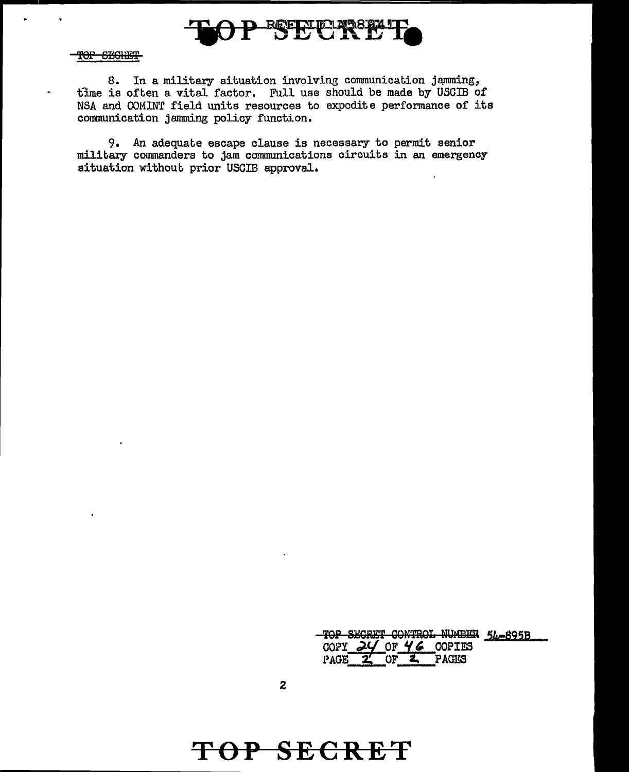8. In a military situation involving communication jamming, time is often a vital factor. Full use should be made by USCIB of NSA and COMINT field units resources to expedite performance of its communication jamming policy function.

9. An adequate escape clause is necessary to permit senior military commanders to jam communications circuits in an emergency situation without prior USCIB approval.

TOP SECRET CONTROL NUMBER 54-895B
COPY 24 OF 46 COPIES
PAGE 2 OF 2 PAGES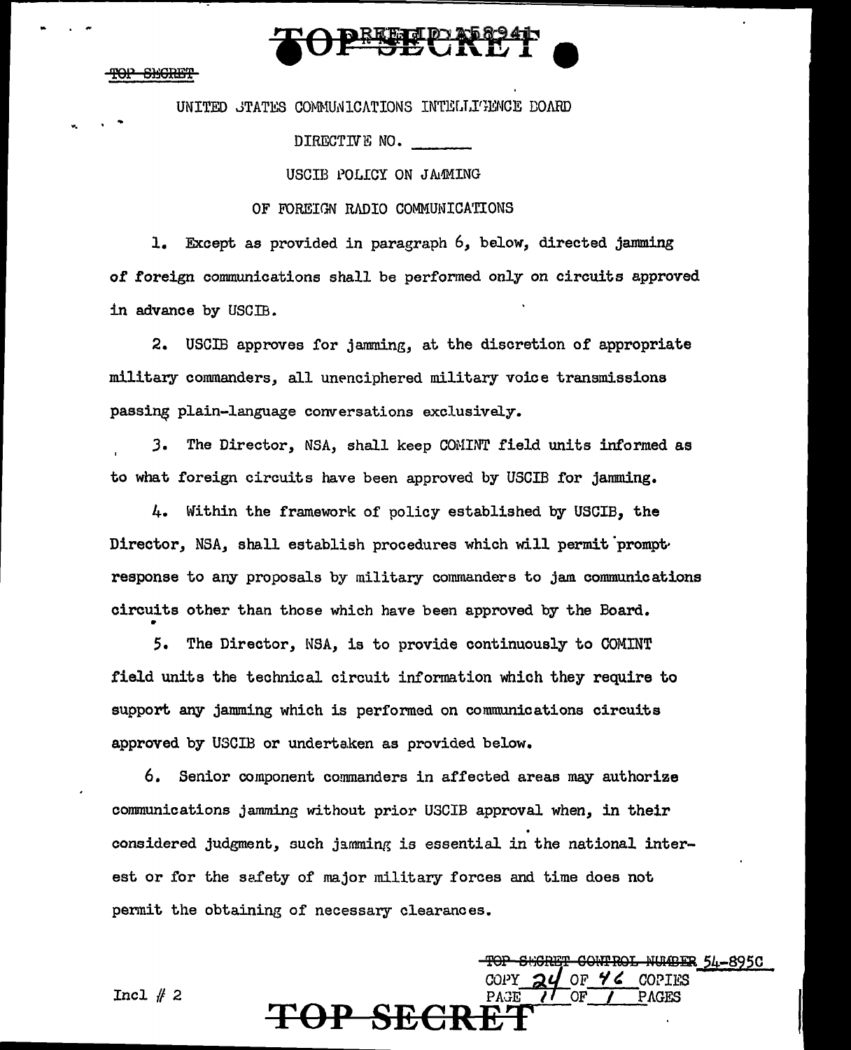TOP SECRET

UNITED STATES COMMUNICATIONS INTELLIGENCE BOARD

DIRECTIVE NO. _______

USCIB POLICY ON JAMMING

OF FOREIGN RADIO COMMUNICATIONS

1. Except as provided in paragraph 6, below, directed jamming of foreign communications shall be performed only on circuits approved in advance by USCIB.

2. USCIB approves for jamming, at the discretion of appropriate military commanders, all unenciphered military voice transmissions passing plain-language conversations exclusively.

3. The Director, NSA, shall keep COMINT field units informed as to what foreign circuits have been approved by USCIB for jamming.

4. Within the framework of policy established by USCIB, the Director, NSA, shall establish procedures which will permit prompt response to any proposals by military commanders to jam communications circuits other than those which have been approved by the Board.

5. The Director, NSA, is to provide continuously to COMINT field units the technical circuit information which they require to support any jamming which is performed on communications circuits approved by USCIB or undertaken as provided below.

6. Senior component commanders in affected areas may authorize communications jamming without prior USCIB approval when, in their considered judgment, such jamming is essential in the national interest or for the safety of major military forces and time does not permit the obtaining of necessary clearances.

Incl # 2

TOP SECRET CONTROL NUMBER 54-895C
COPY 24 OF 46 COPIES
PAGE 1 OF 1 PAGES

TOP SECRET